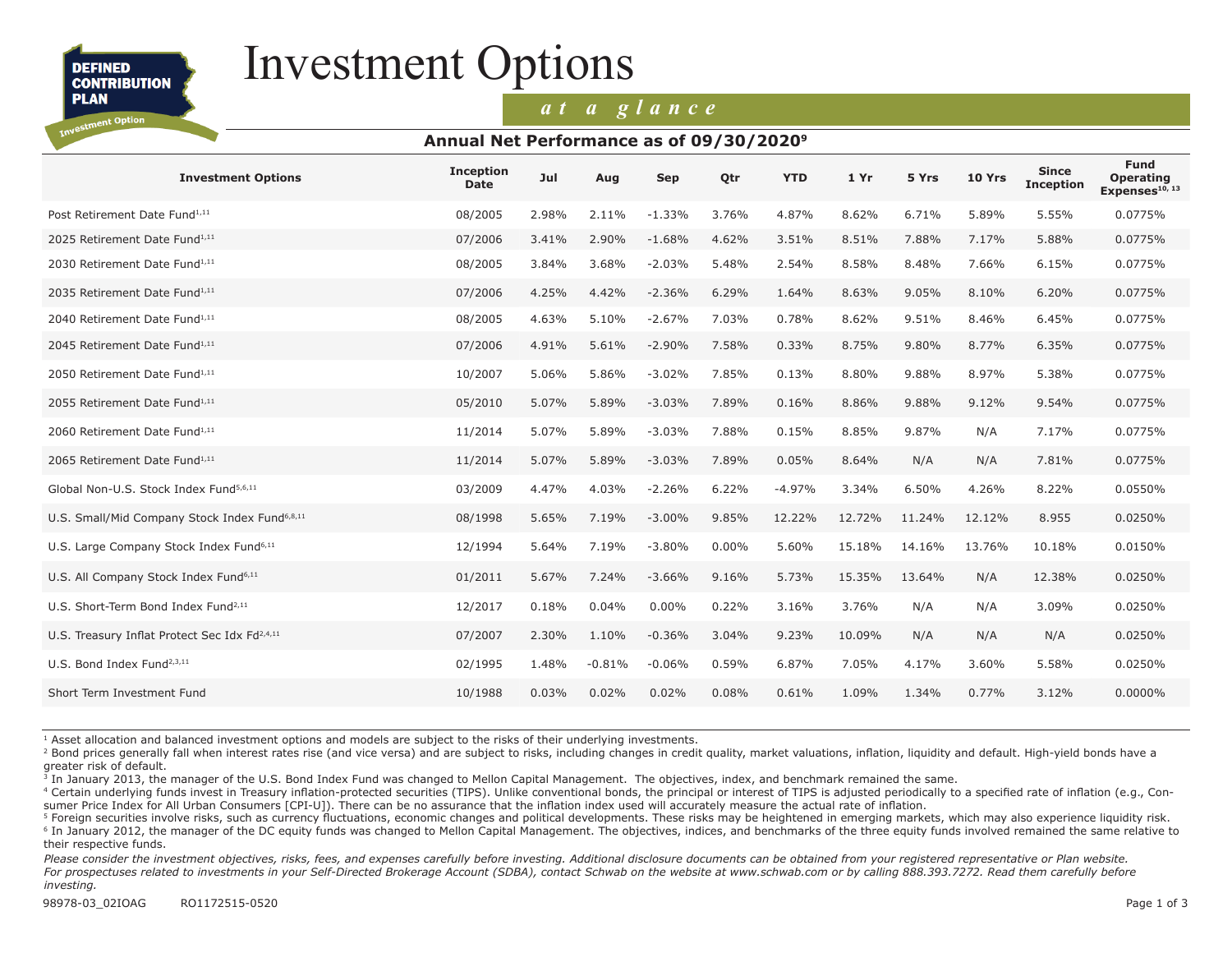# Investment Options

*at a glance*

## Annual Net Performance as of 09/30/2020[9]

| Investment Options | Inception Date | Jul | Aug | Sep | Qtr | YTD | 1 Yr | 5 Yrs | 10 Yrs | Since Inception | Fund Operating Expenses[10, 13] |
|---|---|---|---|---|---|---|---|---|---|---|---|
| Post Retirement Date Fund[1,11] | 08/2005 | 2.98% | 2.11% | -1.33% | 3.76% | 4.87% | 8.62% | 6.71% | 5.89% | 5.55% | 0.0775% |
| 2025 Retirement Date Fund[1,11] | 07/2006 | 3.41% | 2.90% | -1.68% | 4.62% | 3.51% | 8.51% | 7.88% | 7.17% | 5.88% | 0.0775% |
| 2030 Retirement Date Fund[1,11] | 08/2005 | 3.84% | 3.68% | -2.03% | 5.48% | 2.54% | 8.58% | 8.48% | 7.66% | 6.15% | 0.0775% |
| 2035 Retirement Date Fund[1,11] | 07/2006 | 4.25% | 4.42% | -2.36% | 6.29% | 1.64% | 8.63% | 9.05% | 8.10% | 6.20% | 0.0775% |
| 2040 Retirement Date Fund[1,11] | 08/2005 | 4.63% | 5.10% | -2.67% | 7.03% | 0.78% | 8.62% | 9.51% | 8.46% | 6.45% | 0.0775% |
| 2045 Retirement Date Fund[1,11] | 07/2006 | 4.91% | 5.61% | -2.90% | 7.58% | 0.33% | 8.75% | 9.80% | 8.77% | 6.35% | 0.0775% |
| 2050 Retirement Date Fund[1,11] | 10/2007 | 5.06% | 5.86% | -3.02% | 7.85% | 0.13% | 8.80% | 9.88% | 8.97% | 5.38% | 0.0775% |
| 2055 Retirement Date Fund[1,11] | 05/2010 | 5.07% | 5.89% | -3.03% | 7.89% | 0.16% | 8.86% | 9.88% | 9.12% | 9.54% | 0.0775% |
| 2060 Retirement Date Fund[1,11] | 11/2014 | 5.07% | 5.89% | -3.03% | 7.88% | 0.15% | 8.85% | 9.87% | N/A | 7.17% | 0.0775% |
| 2065 Retirement Date Fund[1,11] | 11/2014 | 5.07% | 5.89% | -3.03% | 7.89% | 0.05% | 8.64% | N/A | N/A | 7.81% | 0.0775% |
| Global Non-U.S. Stock Index Fund[5,6,11] | 03/2009 | 4.47% | 4.03% | -2.26% | 6.22% | -4.97% | 3.34% | 6.50% | 4.26% | 8.22% | 0.0550% |
| U.S. Small/Mid Company Stock Index Fund[6,8,11] | 08/1998 | 5.65% | 7.19% | -3.00% | 9.85% | 12.22% | 12.72% | 11.24% | 12.12% | 8.955 | 0.0250% |
| U.S. Large Company Stock Index Fund[6,11] | 12/1994 | 5.64% | 7.19% | -3.80% | 0.00% | 5.60% | 15.18% | 14.16% | 13.76% | 10.18% | 0.0150% |
| U.S. All Company Stock Index Fund[6,11] | 01/2011 | 5.67% | 7.24% | -3.66% | 9.16% | 5.73% | 15.35% | 13.64% | N/A | 12.38% | 0.0250% |
| U.S. Short-Term Bond Index Fund[2,11] | 12/2017 | 0.18% | 0.04% | 0.00% | 0.22% | 3.16% | 3.76% | N/A | N/A | 3.09% | 0.0250% |
| U.S. Treasury Inflat Protect Sec Idx Fd[2,4,11] | 07/2007 | 2.30% | 1.10% | -0.36% | 3.04% | 9.23% | 10.09% | N/A | N/A | N/A | 0.0250% |
| U.S. Bond Index Fund[2,3,11] | 02/1995 | 1.48% | -0.81% | -0.06% | 0.59% | 6.87% | 7.05% | 4.17% | 3.60% | 5.58% | 0.0250% |
| Short Term Investment Fund | 10/1988 | 0.03% | 0.02% | 0.02% | 0.08% | 0.61% | 1.09% | 1.34% | 0.77% | 3.12% | 0.0000% |

[1] Asset allocation and balanced investment options and models are subject to the risks of their underlying investments.
[2] Bond prices generally fall when interest rates rise (and vice versa) and are subject to risks, including changes in credit quality, market valuations, inflation, liquidity and default. High-yield bonds have a greater risk of default.
[3] In January 2013, the manager of the U.S. Bond Index Fund was changed to Mellon Capital Management. The objectives, index, and benchmark remained the same.
[4] Certain underlying funds invest in Treasury inflation-protected securities (TIPS). Unlike conventional bonds, the principal or interest of TIPS is adjusted periodically to a specified rate of inflation (e.g., Consumer Price Index for All Urban Consumers [CPI-U]). There can be no assurance that the inflation index used will accurately measure the actual rate of inflation.
[5] Foreign securities involve risks, such as currency fluctuations, economic changes and political developments. These risks may be heightened in emerging markets, which may also experience liquidity risk.
[6] In January 2012, the manager of the DC equity funds was changed to Mellon Capital Management. The objectives, indices, and benchmarks of the three equity funds involved remained the same relative to their respective funds.

*Please consider the investment objectives, risks, fees, and expenses carefully before investing. Additional disclosure documents can be obtained from your registered representative or Plan website. For prospectuses related to investments in your Self-Directed Brokerage Account (SDBA), contact Schwab on the website at www.schwab.com or by calling 888.393.7272. Read them carefully before investing.*

98978-03_02IOAG RO1172515-0520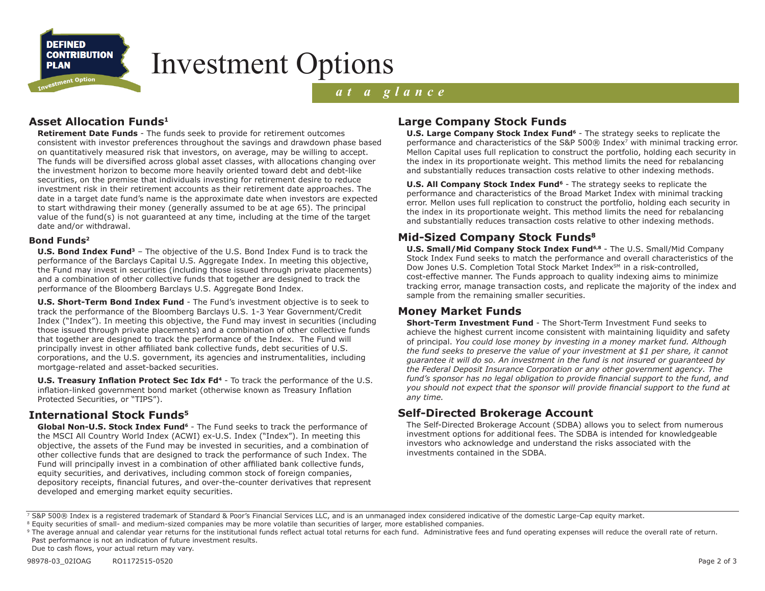# Investment Options

*at a glance*

## Asset Allocation Funds[1]

**Retirement Date Funds** - The funds seek to provide for retirement outcomes consistent with investor preferences throughout the savings and drawdown phase based on quantitatively measured risk that investors, on average, may be willing to accept. The funds will be diversified across global asset classes, with allocations changing over the investment horizon to become more heavily oriented toward debt and debt-like securities, on the premise that individuals investing for retirement desire to reduce investment risk in their retirement accounts as their retirement date approaches. The date in a target date fund's name is the approximate date when investors are expected to start withdrawing their money (generally assumed to be at age 65). The principal value of the fund(s) is not guaranteed at any time, including at the time of the target date and/or withdrawal.

### Bond Funds[2]

**U.S. Bond Index Fund[3]** – The objective of the U.S. Bond Index Fund is to track the performance of the Barclays Capital U.S. Aggregate Index. In meeting this objective, the Fund may invest in securities (including those issued through private placements) and a combination of other collective funds that together are designed to track the performance of the Bloomberg Barclays U.S. Aggregate Bond Index.

**U.S. Short-Term Bond Index Fund** - The Fund's investment objective is to seek to track the performance of the Bloomberg Barclays U.S. 1-3 Year Government/Credit Index ("Index"). In meeting this objective, the Fund may invest in securities (including those issued through private placements) and a combination of other collective funds that together are designed to track the performance of the Index. The Fund will principally invest in other affiliated bank collective funds, debt securities of U.S. corporations, and the U.S. government, its agencies and instrumentalities, including mortgage-related and asset-backed securities.

**U.S. Treasury Inflation Protect Sec Idx Fd[4]** - To track the performance of the U.S. inflation-linked government bond market (otherwise known as Treasury Inflation Protected Securities, or "TIPS").

## International Stock Funds[5]

**Global Non-U.S. Stock Index Fund[6]** - The Fund seeks to track the performance of the MSCI All Country World Index (ACWI) ex-U.S. Index ("Index"). In meeting this objective, the assets of the Fund may be invested in securities, and a combination of other collective funds that are designed to track the performance of such Index. The Fund will principally invest in a combination of other affiliated bank collective funds, equity securities, and derivatives, including common stock of foreign companies, depository receipts, financial futures, and over-the-counter derivatives that represent developed and emerging market equity securities.

## Large Company Stock Funds

**U.S. Large Company Stock Index Fund[6]** - The strategy seeks to replicate the performance and characteristics of the S&P 500® Index[7] with minimal tracking error. Mellon Capital uses full replication to construct the portfolio, holding each security in the index in its proportionate weight. This method limits the need for rebalancing and substantially reduces transaction costs relative to other indexing methods.

**U.S. All Company Stock Index Fund[6]** - The strategy seeks to replicate the performance and characteristics of the Broad Market Index with minimal tracking error. Mellon uses full replication to construct the portfolio, holding each security in the index in its proportionate weight. This method limits the need for rebalancing and substantially reduces transaction costs relative to other indexing methods.

## Mid-Sized Company Stock Funds[8]

**U.S. Small/Mid Company Stock Index Fund[6,8]** - The U.S. Small/Mid Company Stock Index Fund seeks to match the performance and overall characteristics of the Dow Jones U.S. Completion Total Stock Market Index℠ in a risk-controlled, cost-effective manner. The Funds approach to quality indexing aims to minimize tracking error, manage transaction costs, and replicate the majority of the index and sample from the remaining smaller securities.

## Money Market Funds

**Short-Term Investment Fund** - The Short-Term Investment Fund seeks to achieve the highest current income consistent with maintaining liquidity and safety of principal. *You could lose money by investing in a money market fund. Although the fund seeks to preserve the value of your investment at $1 per share, it cannot guarantee it will do so. An investment in the fund is not insured or guaranteed by the Federal Deposit Insurance Corporation or any other government agency. The fund's sponsor has no legal obligation to provide financial support to the fund, and you should not expect that the sponsor will provide financial support to the fund at any time.*

## Self-Directed Brokerage Account

The Self-Directed Brokerage Account (SDBA) allows you to select from numerous investment options for additional fees. The SDBA is intended for knowledgeable investors who acknowledge and understand the risks associated with the investments contained in the SDBA.

---

[7] S&P 500® Index is a registered trademark of Standard & Poor's Financial Services LLC, and is an unmanaged index considered indicative of the domestic Large-Cap equity market.

[8] Equity securities of small- and medium-sized companies may be more volatile than securities of larger, more established companies.

[9] The average annual and calendar year returns for the institutional funds reflect actual total returns for each fund. Administrative fees and fund operating expenses will reduce the overall rate of return. Past performance is not an indication of future investment results.
Due to cash flows, your actual return may vary.

98978-03_02IOAG RO1172515-0520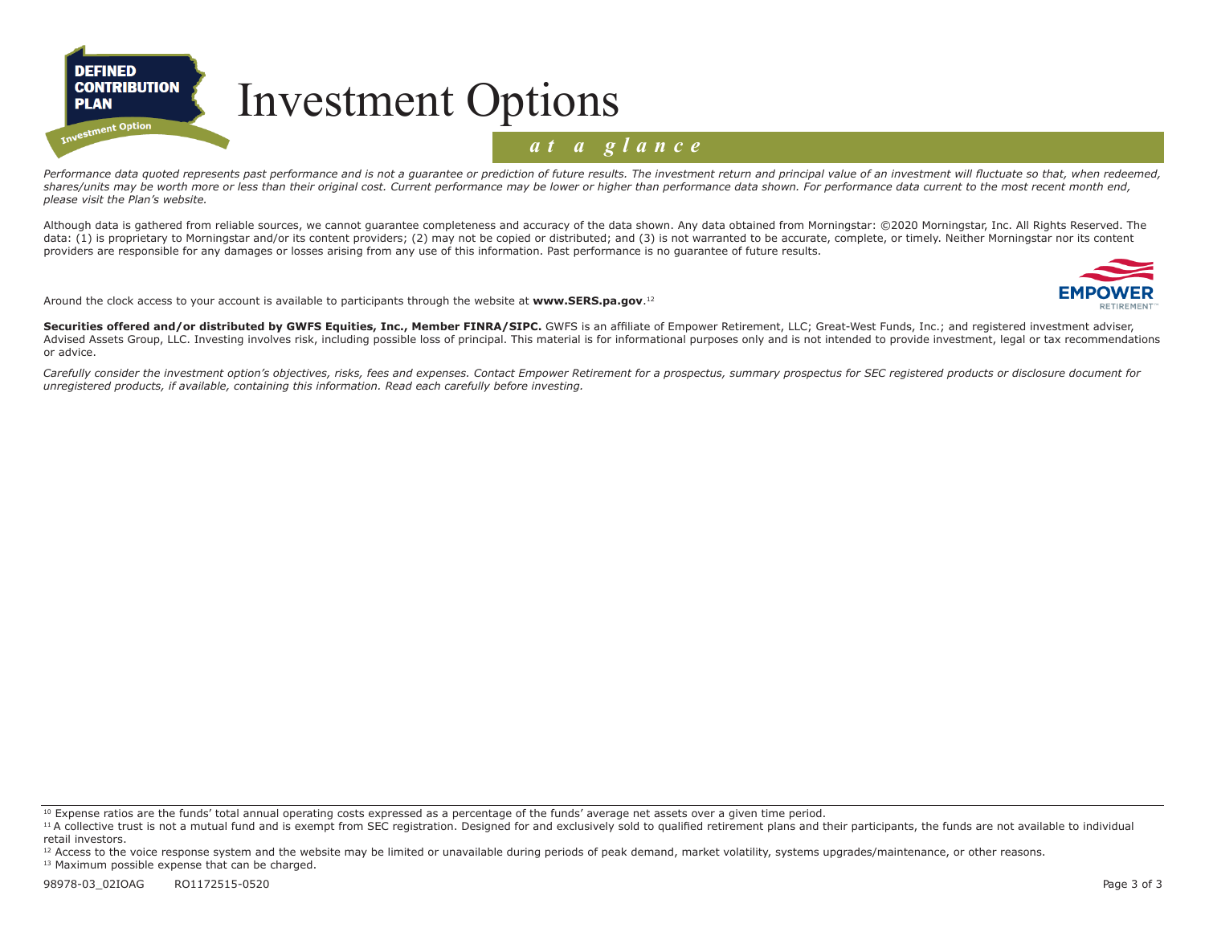**DEFINED CONTRIBUTION PLAN**

Investment Option

# Investment Options

*at a glance*

*Performance data quoted represents past performance and is not a guarantee or prediction of future results. The investment return and principal value of an investment will fluctuate so that, when redeemed, shares/units may be worth more or less than their original cost. Current performance may be lower or higher than performance data shown. For performance data current to the most recent month end, please visit the Plan's website.*

Although data is gathered from reliable sources, we cannot guarantee completeness and accuracy of the data shown. Any data obtained from Morningstar: ©2020 Morningstar, Inc. All Rights Reserved. The data: (1) is proprietary to Morningstar and/or its content providers; (2) may not be copied or distributed; and (3) is not warranted to be accurate, complete, or timely. Neither Morningstar nor its content providers are responsible for any damages or losses arising from any use of this information. Past performance is no guarantee of future results.

EMPOWER RETIREMENT

Around the clock access to your account is available to participants through the website at **www.SERS.pa.gov**.[12]

**Securities offered and/or distributed by GWFS Equities, Inc., Member FINRA/SIPC.** GWFS is an affiliate of Empower Retirement, LLC; Great-West Funds, Inc.; and registered investment adviser, Advised Assets Group, LLC. Investing involves risk, including possible loss of principal. This material is for informational purposes only and is not intended to provide investment, legal or tax recommendations or advice.

*Carefully consider the investment option's objectives, risks, fees and expenses. Contact Empower Retirement for a prospectus, summary prospectus for SEC registered products or disclosure document for unregistered products, if available, containing this information. Read each carefully before investing.*

---

[10] Expense ratios are the funds' total annual operating costs expressed as a percentage of the funds' average net assets over a given time period.

[11] A collective trust is not a mutual fund and is exempt from SEC registration. Designed for and exclusively sold to qualified retirement plans and their participants, the funds are not available to individual retail investors.

[12] Access to the voice response system and the website may be limited or unavailable during periods of peak demand, market volatility, systems upgrades/maintenance, or other reasons.

[13] Maximum possible expense that can be charged.

98978-03_02IOAG RO1172515-0520